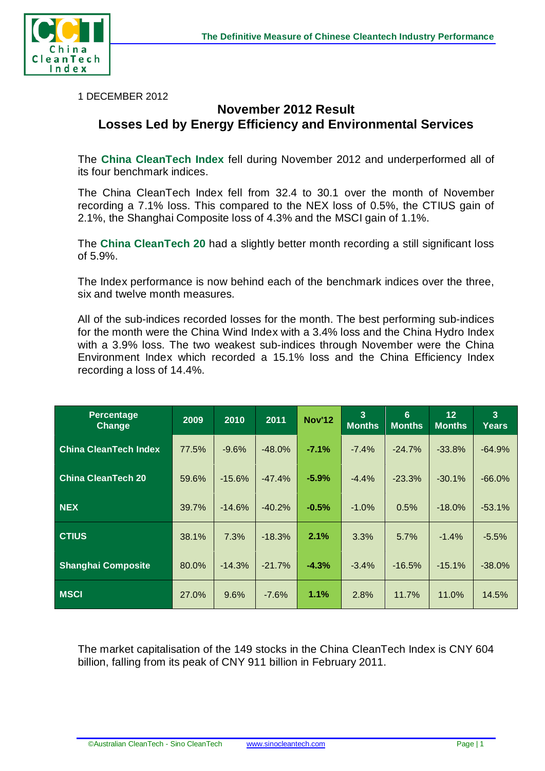1 DECEMBER 2012

# November 2012 Result
## Losses Led by Energy Efficiency and Environmental Services

The **China CleanTech Index** fell during November 2012 and underperformed all of its four benchmark indices.

The China CleanTech Index fell from 32.4 to 30.1 over the month of November recording a 7.1% loss. This compared to the NEX loss of 0.5%, the CTIUS gain of 2.1%, the Shanghai Composite loss of 4.3% and the MSCI gain of 1.1%.

The **China CleanTech 20** had a slightly better month recording a still significant loss of 5.9%.

The Index performance is now behind each of the benchmark indices over the three, six and twelve month measures.

All of the sub-indices recorded losses for the month. The best performing sub-indices for the month were the China Wind Index with a 3.4% loss and the China Hydro Index with a 3.9% loss. The two weakest sub-indices through November were the China Environment Index which recorded a 15.1% loss and the China Efficiency Index recording a loss of 14.4%.

| Percentage Change | 2009 | 2010 | 2011 | Nov'12 | 3 Months | 6 Months | 12 Months | 3 Years |
|---|---|---|---|---|---|---|---|---|
| **China CleanTech Index** | 77.5% | -9.6% | -48.0% | **-7.1%** | -7.4% | -24.7% | -33.8% | -64.9% |
| **China CleanTech 20** | 59.6% | -15.6% | -47.4% | **-5.9%** | -4.4% | -23.3% | -30.1% | -66.0% |
| **NEX** | 39.7% | -14.6% | -40.2% | **-0.5%** | -1.0% | 0.5% | -18.0% | -53.1% |
| **CTIUS** | 38.1% | 7.3% | -18.3% | **2.1%** | 3.3% | 5.7% | -1.4% | -5.5% |
| **Shanghai Composite** | 80.0% | -14.3% | -21.7% | **-4.3%** | -3.4% | -16.5% | -15.1% | -38.0% |
| **MSCI** | 27.0% | 9.6% | -7.6% | **1.1%** | 2.8% | 11.7% | 11.0% | 14.5% |

The market capitalisation of the 149 stocks in the China CleanTech Index is CNY 604 billion, falling from its peak of CNY 911 billion in February 2011.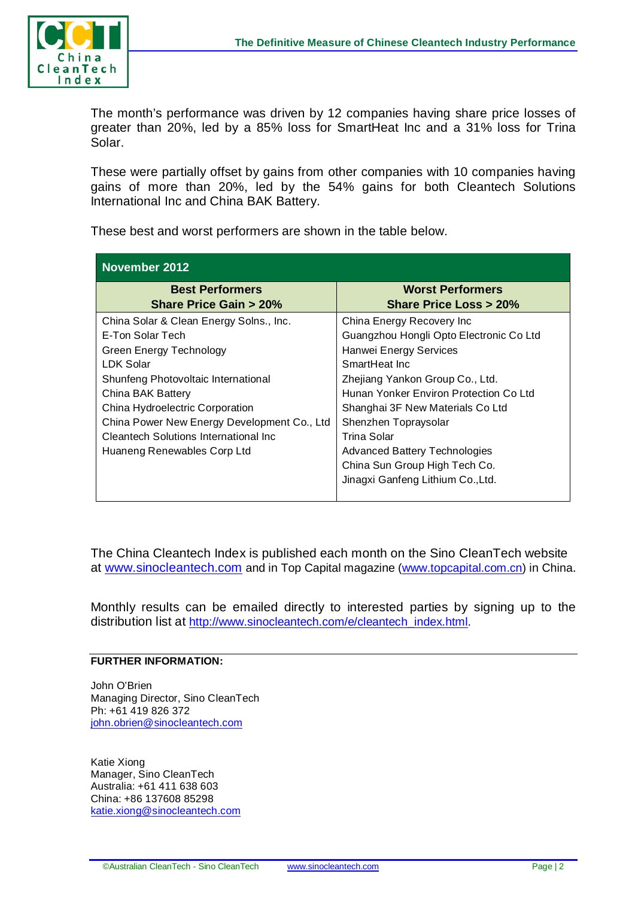The month's performance was driven by 12 companies having share price losses of greater than 20%, led by a 85% loss for SmartHeat Inc and a 31% loss for Trina Solar.

These were partially offset by gains from other companies with 10 companies having gains of more than 20%, led by the 54% gains for both Cleantech Solutions International Inc and China BAK Battery.

These best and worst performers are shown in the table below.

| November 2012 | |
|---|---|
| **Best Performers<br>Share Price Gain > 20%** | **Worst Performers<br>Share Price Loss > 20%** |
| China Solar & Clean Energy Solns., Inc. | China Energy Recovery Inc |
| E-Ton Solar Tech | Guangzhou Hongli Opto Electronic Co Ltd |
| Green Energy Technology | Hanwei Energy Services |
| LDK Solar | SmartHeat Inc |
| Shunfeng Photovoltaic International | Zhejiang Yankon Group Co., Ltd. |
| China BAK Battery | Hunan Yonker Environ Protection Co Ltd |
| China Hydroelectric Corporation | Shanghai 3F New Materials Co Ltd |
| China Power New Energy Development Co., Ltd | Shenzhen Topraysolar |
| Cleantech Solutions International Inc | Trina Solar |
| Huaneng Renewables Corp Ltd | Advanced Battery Technologies |
| | China Sun Group High Tech Co. |
| | Jinagxi Ganfeng Lithium Co.,Ltd. |

The China Cleantech Index is published each month on the Sino CleanTech website at www.sinocleantech.com and in Top Capital magazine (www.topcapital.com.cn) in China.

Monthly results can be emailed directly to interested parties by signing up to the distribution list at http://www.sinocleantech.com/e/cleantech_index.html.

**FURTHER INFORMATION:**

John O'Brien
Managing Director, Sino CleanTech
Ph: +61 419 826 372
john.obrien@sinocleantech.com

Katie Xiong
Manager, Sino CleanTech
Australia: +61 411 638 603
China: +86 137608 85298
katie.xiong@sinocleantech.com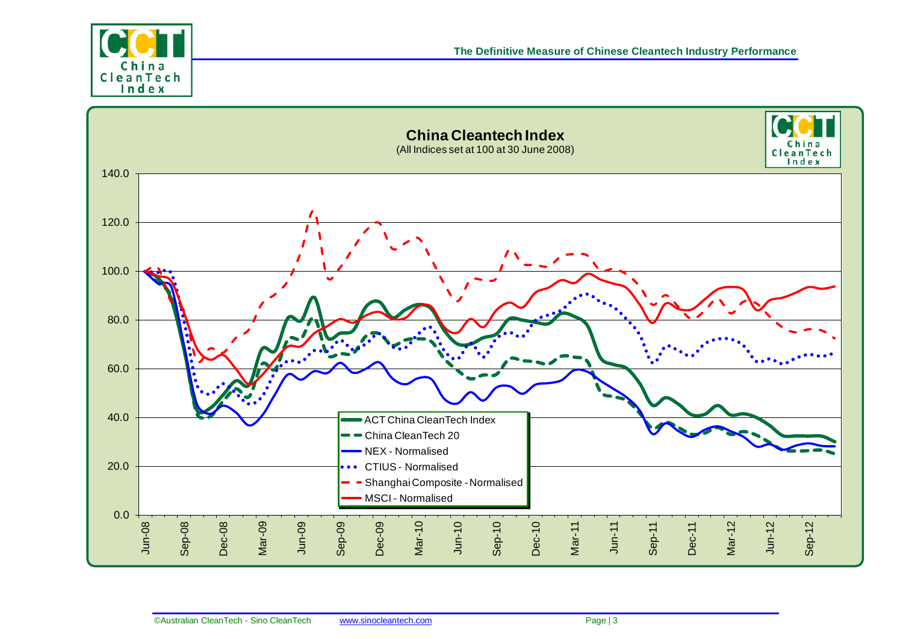The Definitive Measure of Chinese Cleantech Industry Performance

## China Cleantech Index

(All Indices set at 100 at 30 June 2008)

140.0
120.0
100.0
80.0
60.0
40.0
20.0
0.0

Jun-08
Sep-08
Dec-08
Mar-09
Jun-09
Sep-09
Dec-09
Mar-10
Jun-10
Sep-10
Dec-10
Mar-11
Jun-11
Sep-11
Dec-11
Mar-12
Jun-12
Sep-12

ACT China CleanTech Index
China CleanTech 20
NEX - Normalised
CTIUS - Normalised
Shanghai Composite - Normalised
MSCI - Normalised

©Australian CleanTech - Sino CleanTech www.sinocleantech.com